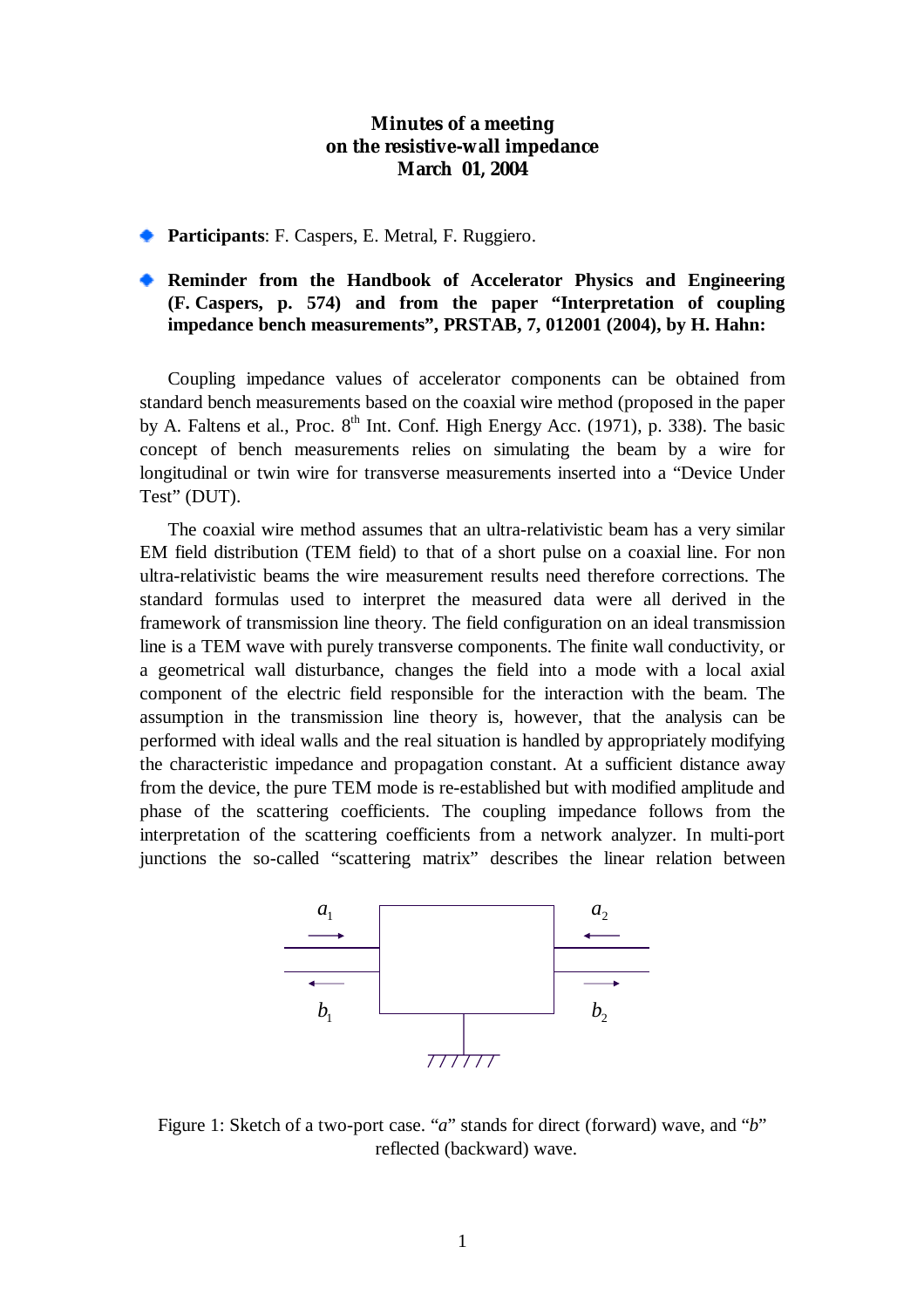# Minutes of a meeting on the resistive-wall impedance March 01, 2004

- **Participants**: F. Caspers, E. Metral, F. Ruggiero.

- **Reminder from the Handbook of Accelerator Physics and Engineering (F. Caspers, p. 574) and from the paper "Interpretation of coupling impedance bench measurements", PRSTAB, 7, 012001 (2004), by H. Hahn:**

Coupling impedance values of accelerator components can be obtained from standard bench measurements based on the coaxial wire method (proposed in the paper by A. Faltens et al., Proc. 8th Int. Conf. High Energy Acc. (1971), p. 338). The basic concept of bench measurements relies on simulating the beam by a wire for longitudinal or twin wire for transverse measurements inserted into a "Device Under Test" (DUT).

The coaxial wire method assumes that an ultra-relativistic beam has a very similar EM field distribution (TEM field) to that of a short pulse on a coaxial line. For non ultra-relativistic beams the wire measurement results need therefore corrections. The standard formulas used to interpret the measured data were all derived in the framework of transmission line theory. The field configuration on an ideal transmission line is a TEM wave with purely transverse components. The finite wall conductivity, or a geometrical wall disturbance, changes the field into a mode with a local axial component of the electric field responsible for the interaction with the beam. The assumption in the transmission line theory is, however, that the analysis can be performed with ideal walls and the real situation is handled by appropriately modifying the characteristic impedance and propagation constant. At a sufficient distance away from the device, the pure TEM mode is re-established but with modified amplitude and phase of the scattering coefficients. The coupling impedance follows from the interpretation of the scattering coefficients from a network analyzer. In multi-port junctions the so-called "scattering matrix" describes the linear relation between

$a_1$ $a_2$ $b_1$ $b_2$

Figure 1: Sketch of a two-port case. "*a*" stands for direct (forward) wave, and "*b*" reflected (backward) wave.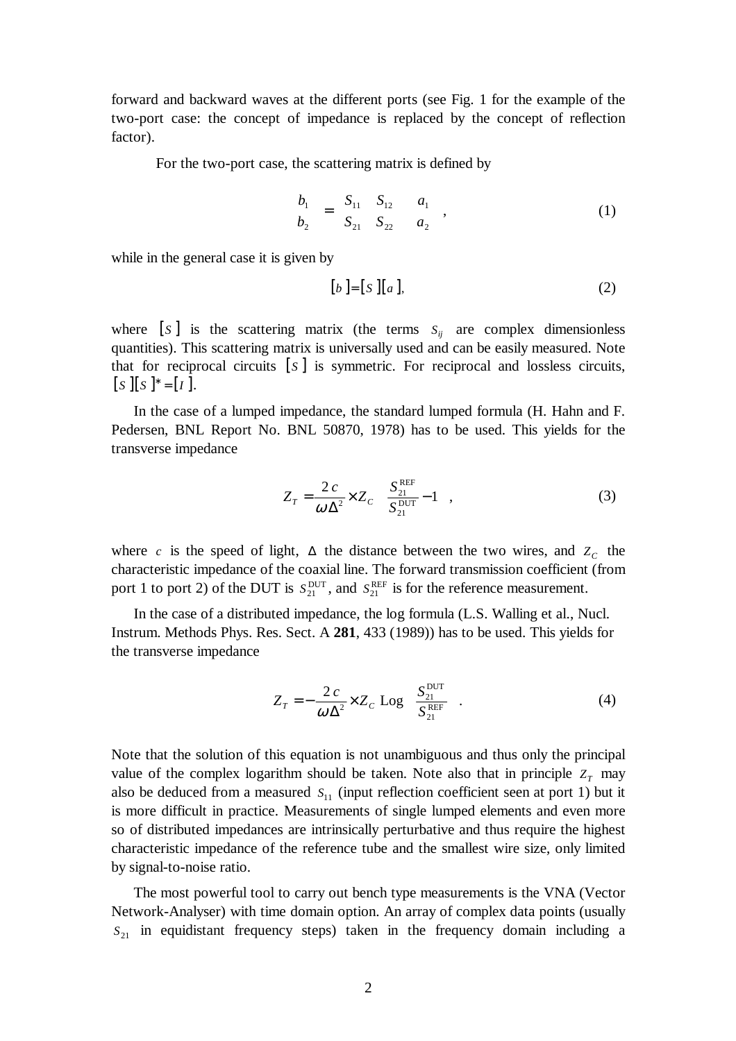forward and backward waves at the different ports (see Fig. 1 for the example of the two-port case: the concept of impedance is replaced by the concept of reflection factor).

For the two-port case, the scattering matrix is defined by

$$\begin{pmatrix} b_1 \\ b_2 \end{pmatrix} = \begin{pmatrix} S_{11} & S_{12} \\ S_{21} & S_{22} \end{pmatrix} \begin{pmatrix} a_1 \\ a_2 \end{pmatrix} , \tag{1}$$

while in the general case it is given by

$$[b] = [S][a], \tag{2}$$

where $[S]$ is the scattering matrix (the terms $S_{ij}$ are complex dimensionless quantities). This scattering matrix is universally used and can be easily measured. Note that for reciprocal circuits $[S]$ is symmetric. For reciprocal and lossless circuits, $[S][S]^* = [I]$.

In the case of a lumped impedance, the standard lumped formula (H. Hahn and F. Pedersen, BNL Report No. BNL 50870, 1978) has to be used. This yields for the transverse impedance

$$Z_T = \frac{2\,c}{\omega \Delta^2} \times Z_C \left( \frac{S_{21}^{\mathrm{REF}}}{S_{21}^{\mathrm{DUT}}} - 1 \right) , \tag{3}$$

where $c$ is the speed of light, $\Delta$ the distance between the two wires, and $Z_C$ the characteristic impedance of the coaxial line. The forward transmission coefficient (from port 1 to port 2) of the DUT is $S_{21}^{\mathrm{DUT}}$, and $S_{21}^{\mathrm{REF}}$ is for the reference measurement.

In the case of a distributed impedance, the log formula (L.S. Walling et al., Nucl. Instrum. Methods Phys. Res. Sect. A **281**, 433 (1989)) has to be used. This yields for the transverse impedance

$$Z_T = -\frac{2\,c}{\omega \Delta^2} \times Z_C \,\mathrm{Log} \left( \frac{S_{21}^{\mathrm{DUT}}}{S_{21}^{\mathrm{REF}}} \right) . \tag{4}$$

Note that the solution of this equation is not unambiguous and thus only the principal value of the complex logarithm should be taken. Note also that in principle $Z_T$ may also be deduced from a measured $S_{11}$ (input reflection coefficient seen at port 1) but it is more difficult in practice. Measurements of single lumped elements and even more so of distributed impedances are intrinsically perturbative and thus require the highest characteristic impedance of the reference tube and the smallest wire size, only limited by signal-to-noise ratio.

The most powerful tool to carry out bench type measurements is the VNA (Vector Network-Analyser) with time domain option. An array of complex data points (usually $S_{21}$ in equidistant frequency steps) taken in the frequency domain including a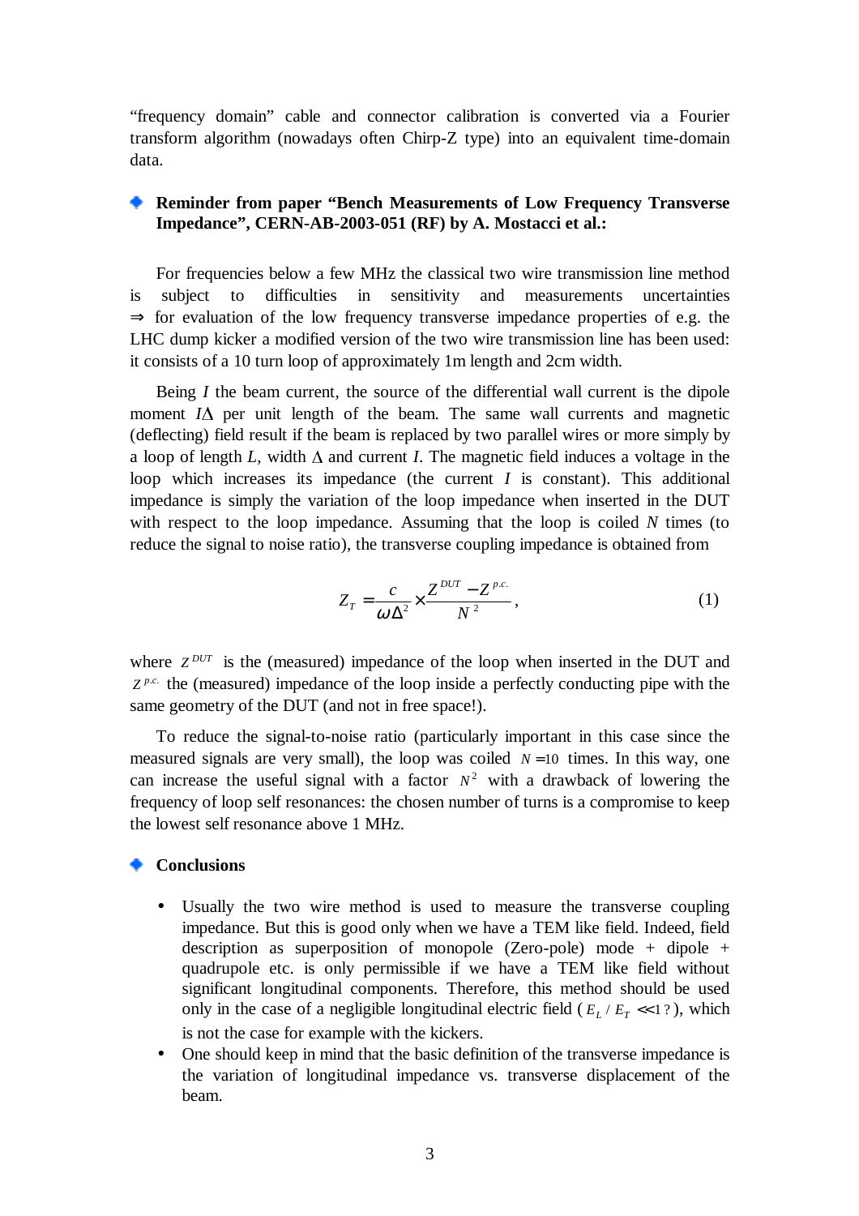"frequency domain" cable and connector calibration is converted via a Fourier transform algorithm (nowadays often Chirp-Z type) into an equivalent time-domain data.

- **Reminder from paper "Bench Measurements of Low Frequency Transverse Impedance", CERN-AB-2003-051 (RF) by A. Mostacci et al.:**

For frequencies below a few MHz the classical two wire transmission line method is subject to difficulties in sensitivity and measurements uncertainties $\Rightarrow$ for evaluation of the low frequency transverse impedance properties of e.g. the LHC dump kicker a modified version of the two wire transmission line has been used: it consists of a 10 turn loop of approximately 1m length and 2cm width.

Being $I$ the beam current, the source of the differential wall current is the dipole moment $I\Delta$ per unit length of the beam. The same wall currents and magnetic (deflecting) field result if the beam is replaced by two parallel wires or more simply by a loop of length $L$, width $\Delta$ and current $I$. The magnetic field induces a voltage in the loop which increases its impedance (the current $I$ is constant). This additional impedance is simply the variation of the loop impedance when inserted in the DUT with respect to the loop impedance. Assuming that the loop is coiled $N$ times (to reduce the signal to noise ratio), the transverse coupling impedance is obtained from

$$Z_T = \frac{c}{\omega\Delta^2} \times \frac{Z^{DUT} - Z^{p.c.}}{N^2}, \tag{1}$$

where $Z^{DUT}$ is the (measured) impedance of the loop when inserted in the DUT and $Z^{p.c.}$ the (measured) impedance of the loop inside a perfectly conducting pipe with the same geometry of the DUT (and not in free space!).

To reduce the signal-to-noise ratio (particularly important in this case since the measured signals are very small), the loop was coiled $N = 10$ times. In this way, one can increase the useful signal with a factor $N^2$ with a drawback of lowering the frequency of loop self resonances: the chosen number of turns is a compromise to keep the lowest self resonance above 1 MHz.

- **Conclusions**

  - Usually the two wire method is used to measure the transverse coupling impedance. But this is good only when we have a TEM like field. Indeed, field description as superposition of monopole (Zero-pole) mode + dipole + quadrupole etc. is only permissible if we have a TEM like field without significant longitudinal components. Therefore, this method should be used only in the case of a negligible longitudinal electric field ($E_L / E_T << 1$ ?), which is not the case for example with the kickers.
  - One should keep in mind that the basic definition of the transverse impedance is the variation of longitudinal impedance vs. transverse displacement of the beam.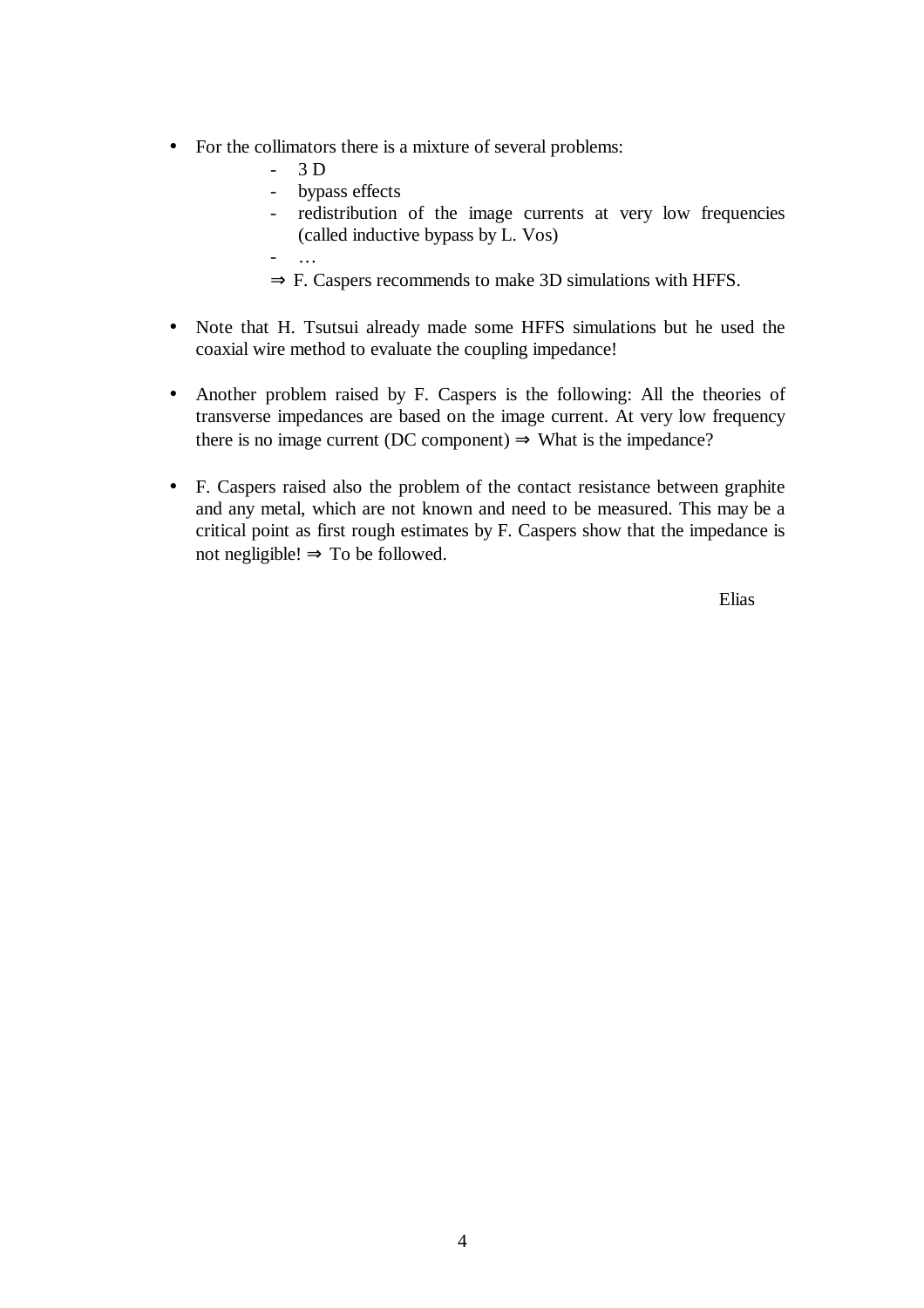- For the collimators there is a mixture of several problems:
    - 3 D
    - bypass effects
    - redistribution of the image currents at very low frequencies (called inductive bypass by L. Vos)
    - …

    ⇒ F. Caspers recommends to make 3D simulations with HFFS.

- Note that H. Tsutsui already made some HFFS simulations but he used the coaxial wire method to evaluate the coupling impedance!

- Another problem raised by F. Caspers is the following: All the theories of transverse impedances are based on the image current. At very low frequency there is no image current (DC component) ⇒ What is the impedance?

- F. Caspers raised also the problem of the contact resistance between graphite and any metal, which are not known and need to be measured. This may be a critical point as first rough estimates by F. Caspers show that the impedance is not negligible! ⇒ To be followed.

Elias